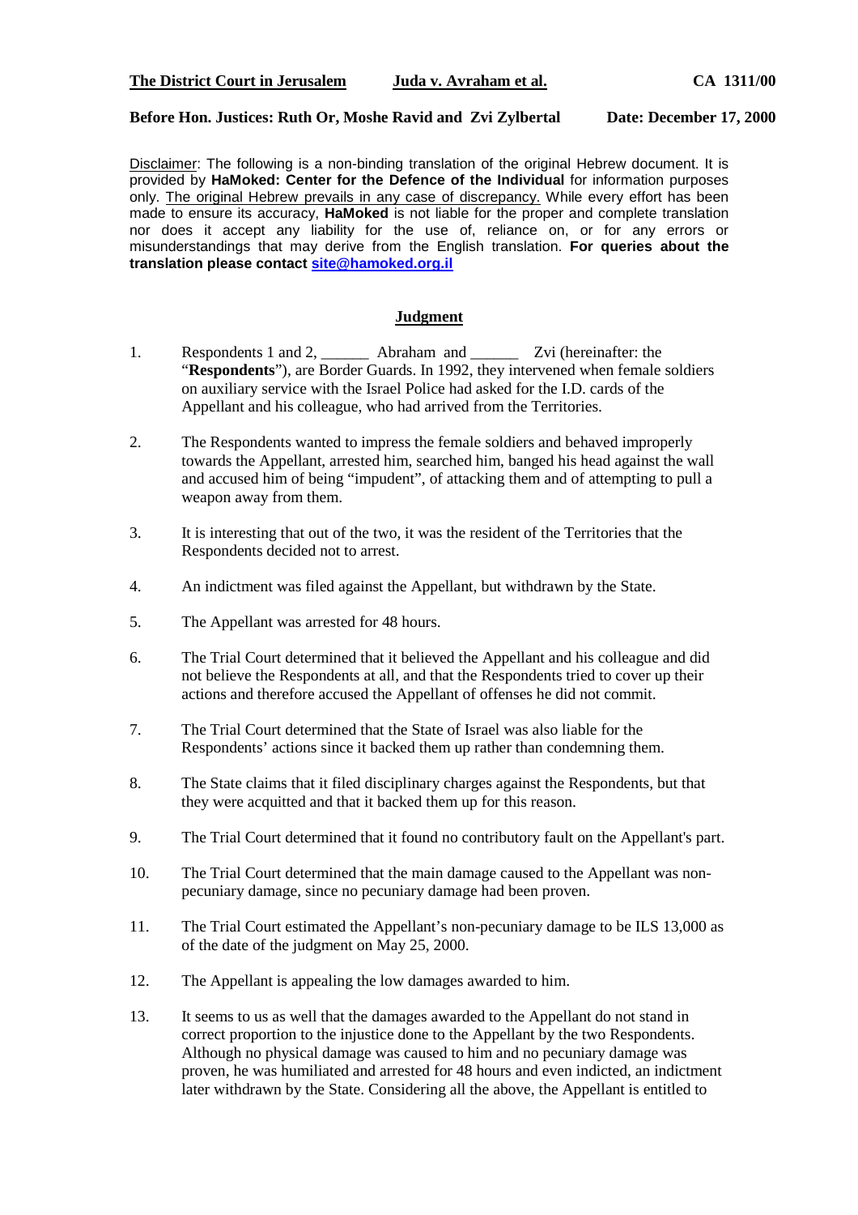**The District Court in Jerusalem** **Juda v. Avraham et al.** **CA 1311/00**

**Before Hon. Justices: Ruth Or, Moshe Ravid and Zvi Zylbertal** **Date: December 17, 2000**

Disclaimer: The following is a non-binding translation of the original Hebrew document. It is provided by **HaMoked: Center for the Defence of the Individual** for information purposes only. The original Hebrew prevails in any case of discrepancy. While every effort has been made to ensure its accuracy, **HaMoked** is not liable for the proper and complete translation nor does it accept any liability for the use of, reliance on, or for any errors or misunderstandings that may derive from the English translation. **For queries about the translation please contact site@hamoked.org.il**

## Judgment

1. Respondents 1 and 2, ______ Abraham and ______ Zvi (hereinafter: the "**Respondents**"), are Border Guards. In 1992, they intervened when female soldiers on auxiliary service with the Israel Police had asked for the I.D. cards of the Appellant and his colleague, who had arrived from the Territories.

2. The Respondents wanted to impress the female soldiers and behaved improperly towards the Appellant, arrested him, searched him, banged his head against the wall and accused him of being "impudent", of attacking them and of attempting to pull a weapon away from them.

3. It is interesting that out of the two, it was the resident of the Territories that the Respondents decided not to arrest.

4. An indictment was filed against the Appellant, but withdrawn by the State.

5. The Appellant was arrested for 48 hours.

6. The Trial Court determined that it believed the Appellant and his colleague and did not believe the Respondents at all, and that the Respondents tried to cover up their actions and therefore accused the Appellant of offenses he did not commit.

7. The Trial Court determined that the State of Israel was also liable for the Respondents' actions since it backed them up rather than condemning them.

8. The State claims that it filed disciplinary charges against the Respondents, but that they were acquitted and that it backed them up for this reason.

9. The Trial Court determined that it found no contributory fault on the Appellant's part.

10. The Trial Court determined that the main damage caused to the Appellant was non-pecuniary damage, since no pecuniary damage had been proven.

11. The Trial Court estimated the Appellant's non-pecuniary damage to be ILS 13,000 as of the date of the judgment on May 25, 2000.

12. The Appellant is appealing the low damages awarded to him.

13. It seems to us as well that the damages awarded to the Appellant do not stand in correct proportion to the injustice done to the Appellant by the two Respondents. Although no physical damage was caused to him and no pecuniary damage was proven, he was humiliated and arrested for 48 hours and even indicted, an indictment later withdrawn by the State. Considering all the above, the Appellant is entitled to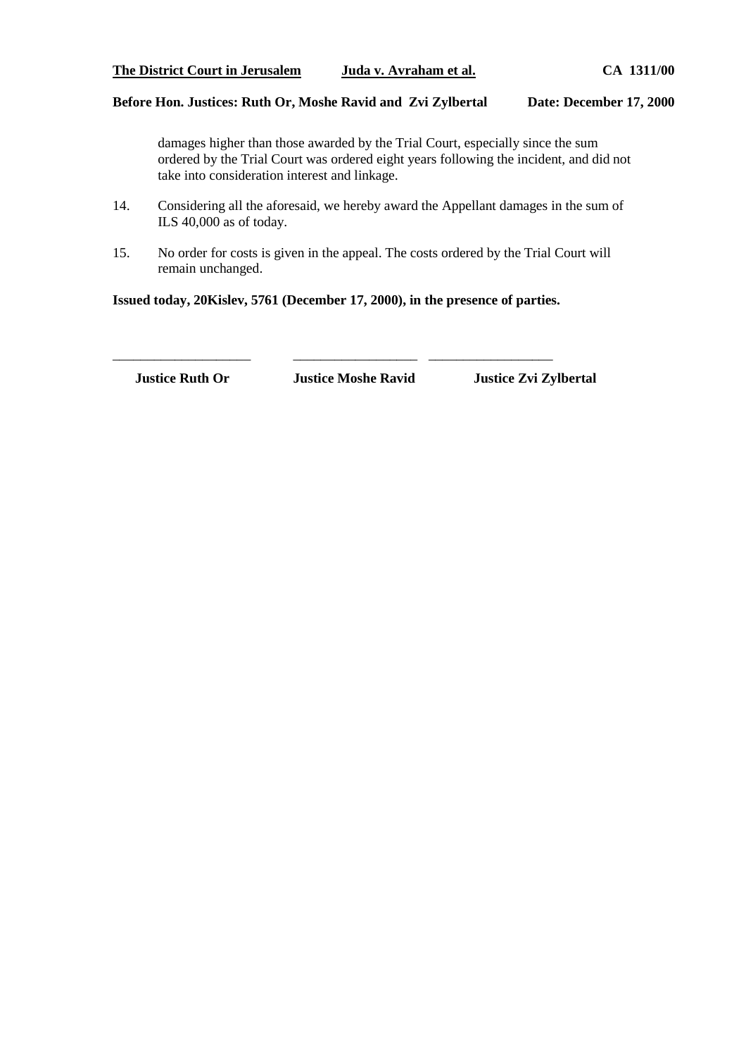damages higher than those awarded by the Trial Court, especially since the sum ordered by the Trial Court was ordered eight years following the incident, and did not take into consideration interest and linkage.

14. Considering all the aforesaid, we hereby award the Appellant damages in the sum of ILS 40,000 as of today.

15. No order for costs is given in the appeal. The costs ordered by the Trial Court will remain unchanged.

**Issued today, 20Kislev, 5761 (December 17, 2000), in the presence of parties.**

| | | |
|---|---|---|
| ____________________ | __________________ | __________________ |
| **Justice Ruth Or** | **Justice Moshe Ravid** | **Justice Zvi Zylbertal** |